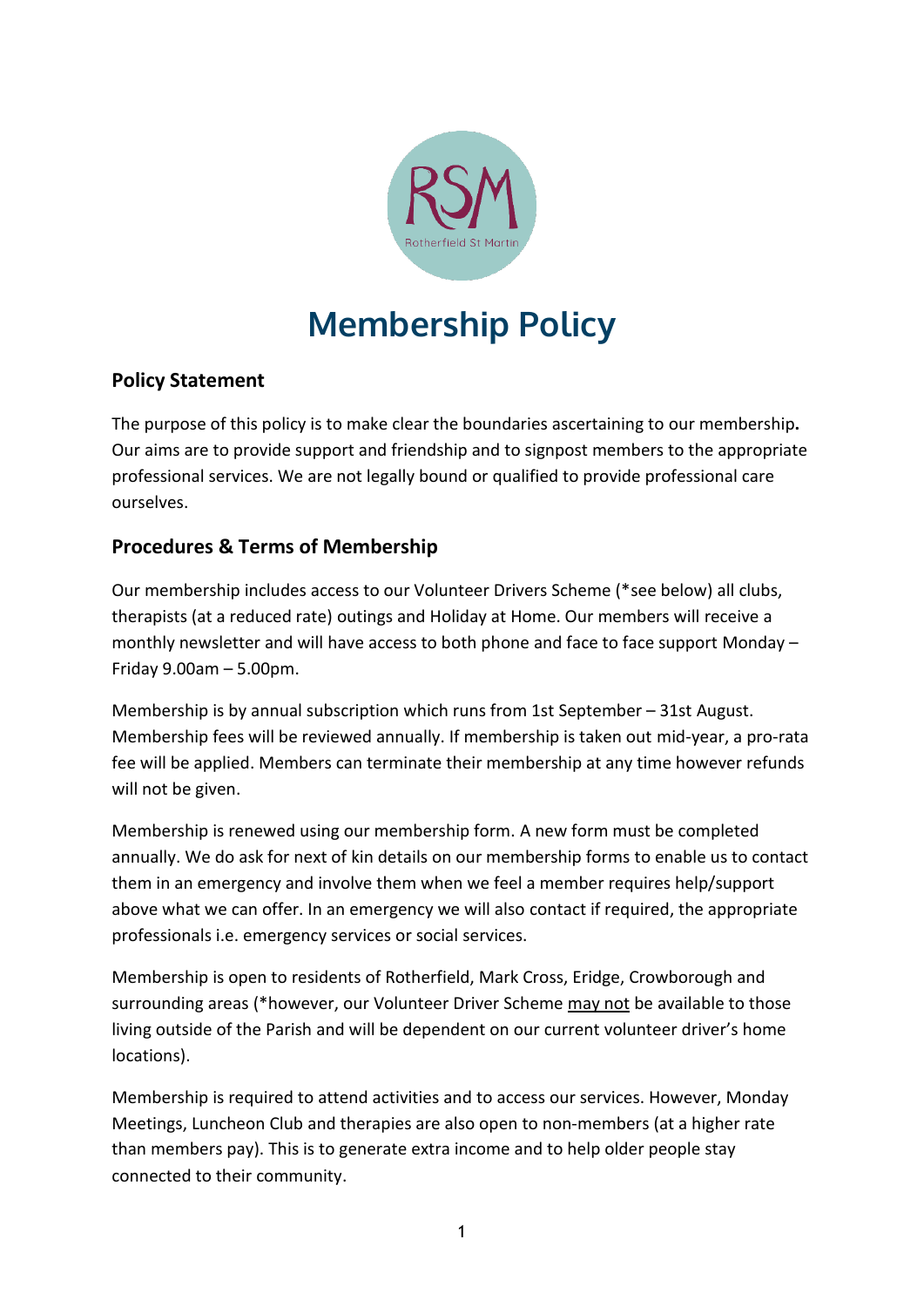# Membership Policy

## Policy Statement

The purpose of this policy is to make clear the boundaries ascertaining to our membership**.** Our aims are to provide support and friendship and to signpost members to the appropriate professional services. We are not legally bound or qualified to provide professional care ourselves.

## Procedures & Terms of Membership

Our membership includes access to our Volunteer Drivers Scheme (*see below) all clubs, therapists (at a reduced rate) outings and Holiday at Home. Our members will receive a monthly newsletter and will have access to both phone and face to face support Monday – Friday 9.00am – 5.00pm.

Membership is by annual subscription which runs from 1st September – 31st August. Membership fees will be reviewed annually. If membership is taken out mid-year, a pro-rata fee will be applied. Members can terminate their membership at any time however refunds will not be given.

Membership is renewed using our membership form. A new form must be completed annually. We do ask for next of kin details on our membership forms to enable us to contact them in an emergency and involve them when we feel a member requires help/support above what we can offer. In an emergency we will also contact if required, the appropriate professionals i.e. emergency services or social services.

Membership is open to residents of Rotherfield, Mark Cross, Eridge, Crowborough and surrounding areas (*however, our Volunteer Driver Scheme <u>may not</u> be available to those living outside of the Parish and will be dependent on our current volunteer driver's home locations).

Membership is required to attend activities and to access our services. However, Monday Meetings, Luncheon Club and therapies are also open to non-members (at a higher rate than members pay). This is to generate extra income and to help older people stay connected to their community.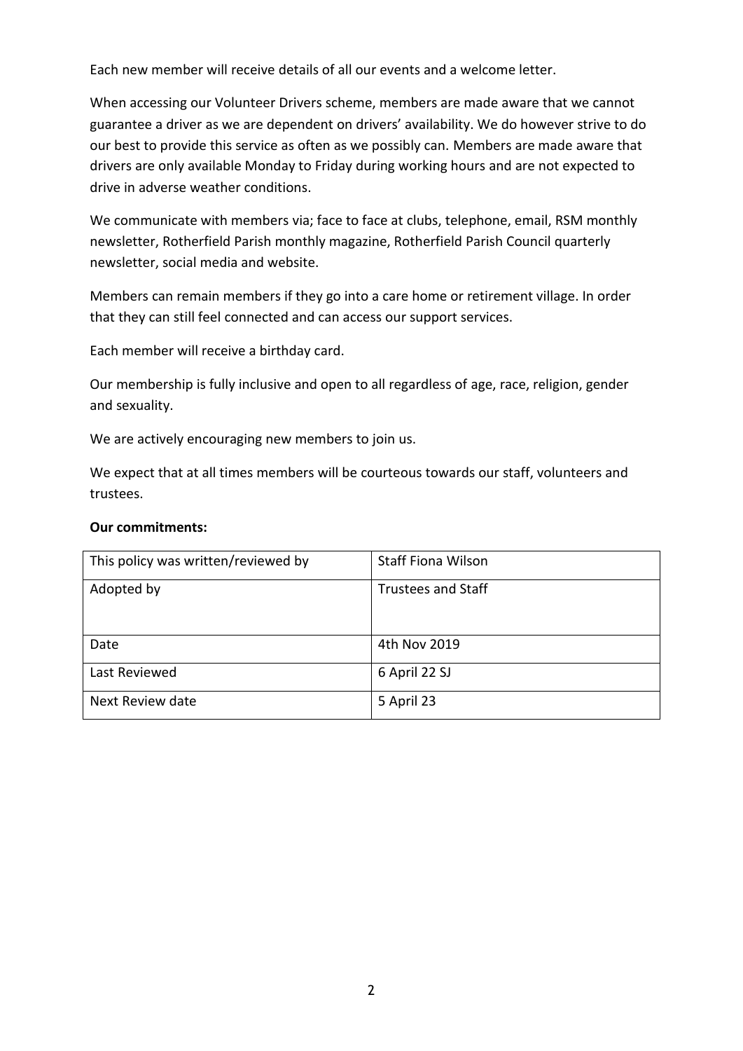Each new member will receive details of all our events and a welcome letter.

When accessing our Volunteer Drivers scheme, members are made aware that we cannot guarantee a driver as we are dependent on drivers' availability. We do however strive to do our best to provide this service as often as we possibly can. Members are made aware that drivers are only available Monday to Friday during working hours and are not expected to drive in adverse weather conditions.

We communicate with members via; face to face at clubs, telephone, email, RSM monthly newsletter, Rotherfield Parish monthly magazine, Rotherfield Parish Council quarterly newsletter, social media and website.

Members can remain members if they go into a care home or retirement village. In order that they can still feel connected and can access our support services.

Each member will receive a birthday card.

Our membership is fully inclusive and open to all regardless of age, race, religion, gender and sexuality.

We are actively encouraging new members to join us.

We expect that at all times members will be courteous towards our staff, volunteers and trustees.

**Our commitments:**

| | |
|---|---|
| This policy was written/reviewed by | Staff Fiona Wilson |
| Adopted by | Trustees and Staff |
| Date | 4th Nov 2019 |
| Last Reviewed | 6 April 22 SJ |
| Next Review date | 5 April 23 |